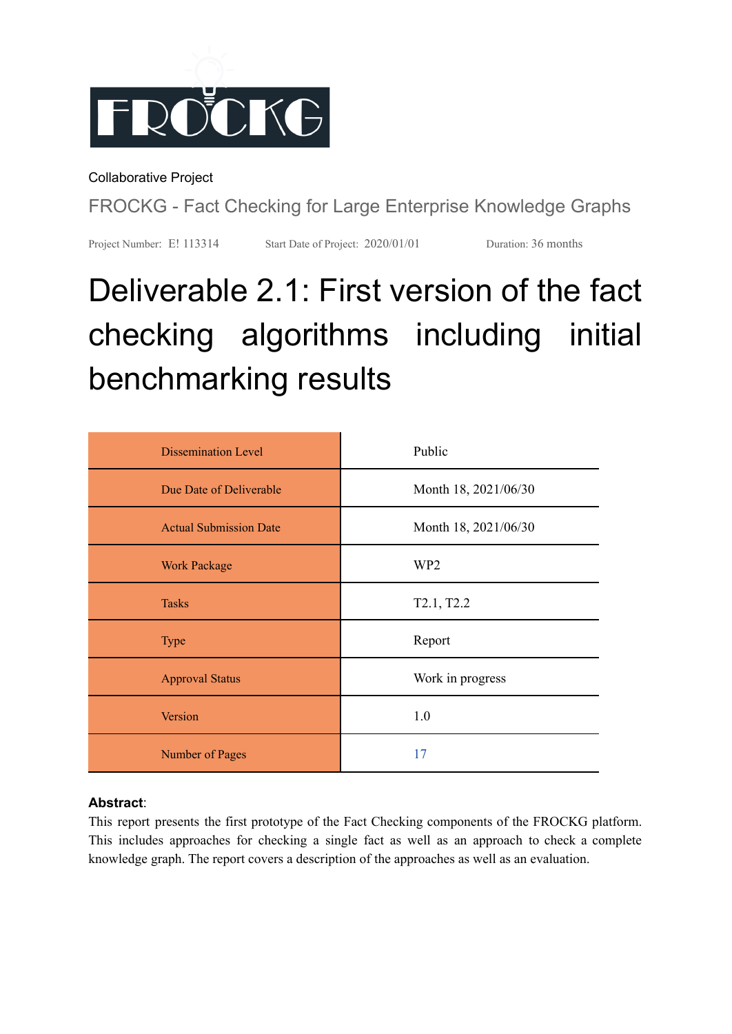FROCKG

Collaborative Project

FROCKG - Fact Checking for Large Enterprise Knowledge Graphs

Project Number: E! 113314 Start Date of Project: 2020/01/01 Duration: 36 months

# Deliverable 2.1: First version of the fact checking algorithms including initial benchmarking results

| Dissemination Level | Public |
|---|---|
| Due Date of Deliverable | Month 18, 2021/06/30 |
| Actual Submission Date | Month 18, 2021/06/30 |
| Work Package | WP2 |
| Tasks | T2.1, T2.2 |
| Type | Report |
| Approval Status | Work in progress |
| Version | 1.0 |
| Number of Pages | 17 |

**Abstract**:
This report presents the first prototype of the Fact Checking components of the FROCKG platform. This includes approaches for checking a single fact as well as an approach to check a complete knowledge graph. The report covers a description of the approaches as well as an evaluation.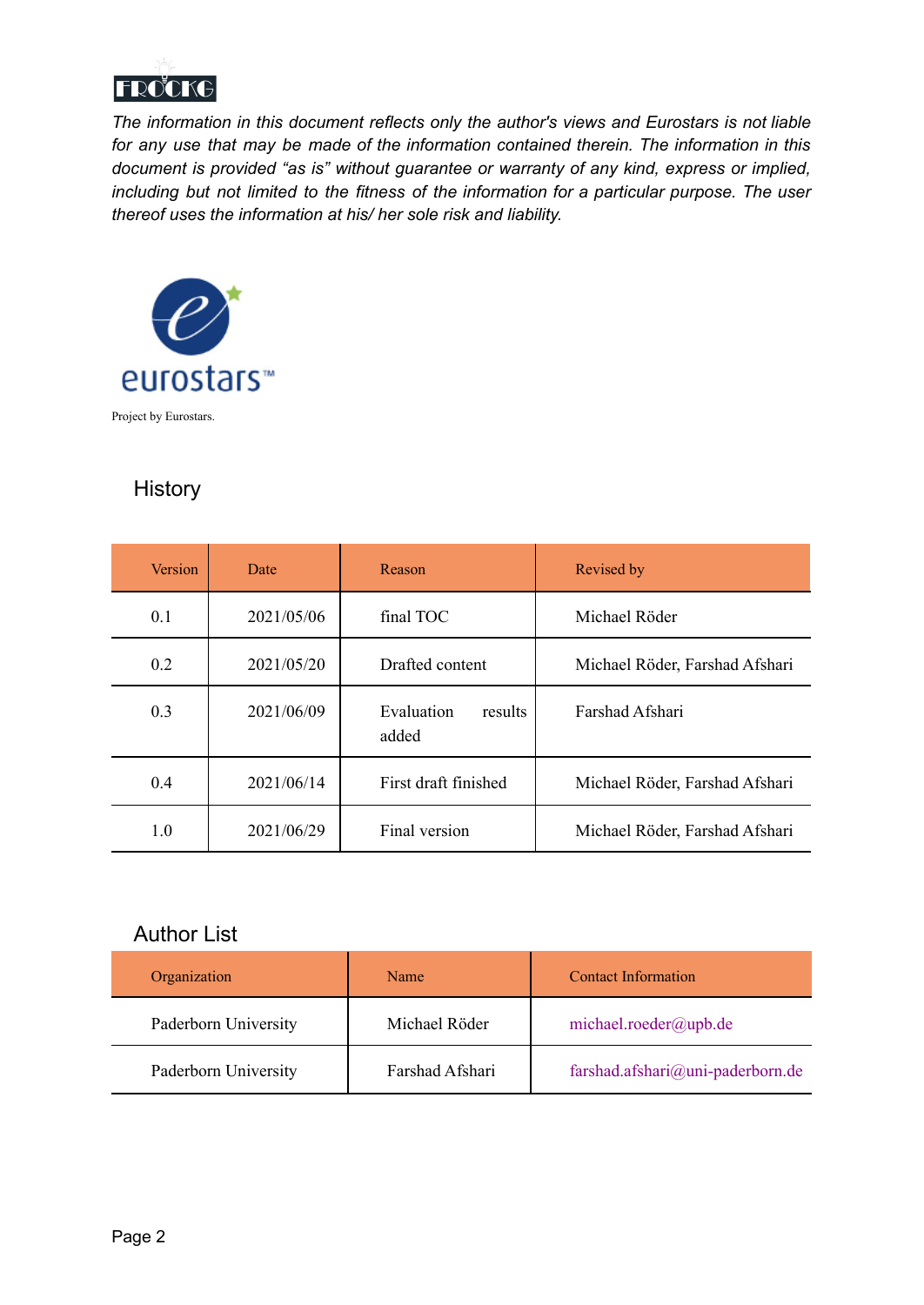*The information in this document reflects only the author's views and Eurostars is not liable for any use that may be made of the information contained therein. The information in this document is provided "as is" without guarantee or warranty of any kind, express or implied, including but not limited to the fitness of the information for a particular purpose. The user thereof uses the information at his/ her sole risk and liability.*

Project by Eurostars.

## History

| Version | Date | Reason | Revised by |
|---|---|---|---|
| 0.1 | 2021/05/06 | final TOC | Michael Röder |
| 0.2 | 2021/05/20 | Drafted content | Michael Röder, Farshad Afshari |
| 0.3 | 2021/06/09 | Evaluation results added | Farshad Afshari |
| 0.4 | 2021/06/14 | First draft finished | Michael Röder, Farshad Afshari |
| 1.0 | 2021/06/29 | Final version | Michael Röder, Farshad Afshari |

## Author List

| Organization | Name | Contact Information |
|---|---|---|
| Paderborn University | Michael Röder | michael.roeder@upb.de |
| Paderborn University | Farshad Afshari | farshad.afshari@uni-paderborn.de |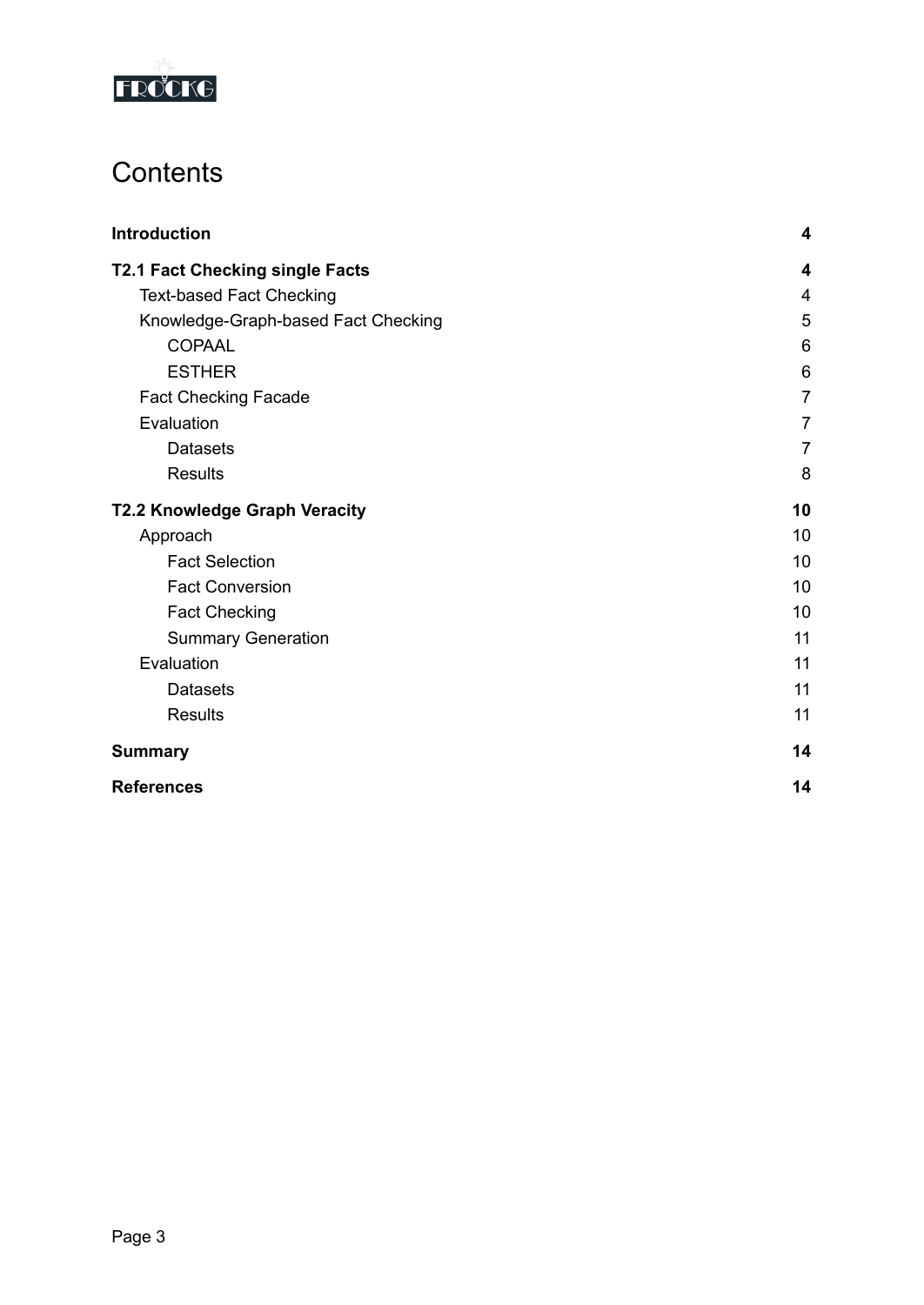# Contents

**Introduction** **4**

**T2.1 Fact Checking single Facts** **4**

- Text-based Fact Checking 4
- Knowledge-Graph-based Fact Checking 5
    - COPAAL 6
    - ESTHER 6
- Fact Checking Facade 7
- Evaluation 7
    - Datasets 7
    - Results 8

**T2.2 Knowledge Graph Veracity** **10**

- Approach 10
    - Fact Selection 10
    - Fact Conversion 10
    - Fact Checking 10
    - Summary Generation 11
- Evaluation 11
    - Datasets 11
    - Results 11

**Summary** **14**

**References** **14**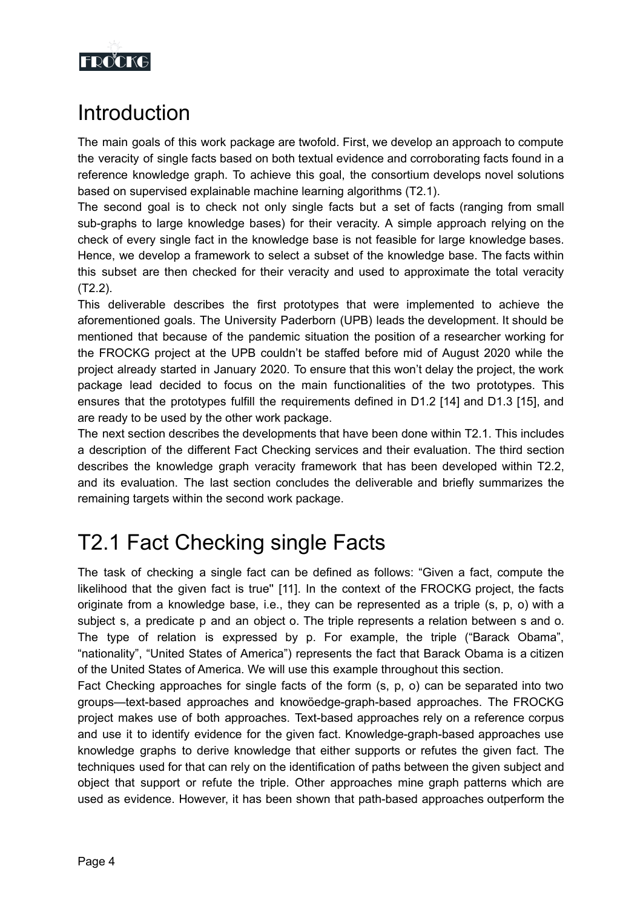# Introduction

The main goals of this work package are twofold. First, we develop an approach to compute the veracity of single facts based on both textual evidence and corroborating facts found in a reference knowledge graph. To achieve this goal, the consortium develops novel solutions based on supervised explainable machine learning algorithms (T2.1).

The second goal is to check not only single facts but a set of facts (ranging from small sub-graphs to large knowledge bases) for their veracity. A simple approach relying on the check of every single fact in the knowledge base is not feasible for large knowledge bases. Hence, we develop a framework to select a subset of the knowledge base. The facts within this subset are then checked for their veracity and used to approximate the total veracity (T2.2).

This deliverable describes the first prototypes that were implemented to achieve the aforementioned goals. The University Paderborn (UPB) leads the development. It should be mentioned that because of the pandemic situation the position of a researcher working for the FROCKG project at the UPB couldn't be staffed before mid of August 2020 while the project already started in January 2020. To ensure that this won't delay the project, the work package lead decided to focus on the main functionalities of the two prototypes. This ensures that the prototypes fulfill the requirements defined in D1.2 [14] and D1.3 [15], and are ready to be used by the other work package.

The next section describes the developments that have been done within T2.1. This includes a description of the different Fact Checking services and their evaluation. The third section describes the knowledge graph veracity framework that has been developed within T2.2, and its evaluation. The last section concludes the deliverable and briefly summarizes the remaining targets within the second work package.

# T2.1 Fact Checking single Facts

The task of checking a single fact can be defined as follows: "Given a fact, compute the likelihood that the given fact is true'' [11]. In the context of the FROCKG project, the facts originate from a knowledge base, i.e., they can be represented as a triple (s, p, o) with a subject s, a predicate p and an object o. The triple represents a relation between s and o. The type of relation is expressed by p. For example, the triple ("Barack Obama", "nationality", "United States of America") represents the fact that Barack Obama is a citizen of the United States of America. We will use this example throughout this section.

Fact Checking approaches for single facts of the form (s, p, o) can be separated into two groups—text-based approaches and knowöedge-graph-based approaches. The FROCKG project makes use of both approaches. Text-based approaches rely on a reference corpus and use it to identify evidence for the given fact. Knowledge-graph-based approaches use knowledge graphs to derive knowledge that either supports or refutes the given fact. The techniques used for that can rely on the identification of paths between the given subject and object that support or refute the triple. Other approaches mine graph patterns which are used as evidence. However, it has been shown that path-based approaches outperform the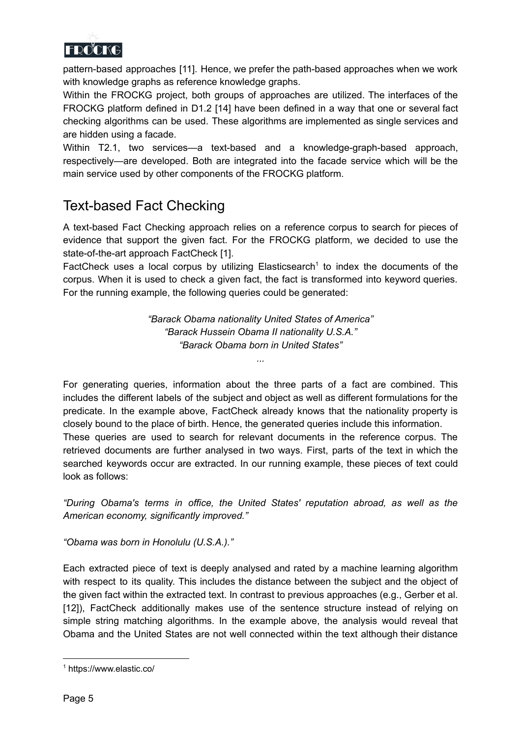pattern-based approaches [11]. Hence, we prefer the path-based approaches when we work with knowledge graphs as reference knowledge graphs.

Within the FROCKG project, both groups of approaches are utilized. The interfaces of the FROCKG platform defined in D1.2 [14] have been defined in a way that one or several fact checking algorithms can be used. These algorithms are implemented as single services and are hidden using a facade.

Within T2.1, two services—a text-based and a knowledge-graph-based approach, respectively—are developed. Both are integrated into the facade service which will be the main service used by other components of the FROCKG platform.

## Text-based Fact Checking

A text-based Fact Checking approach relies on a reference corpus to search for pieces of evidence that support the given fact. For the FROCKG platform, we decided to use the state-of-the-art approach FactCheck [1].

FactCheck uses a local corpus by utilizing Elasticsearch[1] to index the documents of the corpus. When it is used to check a given fact, the fact is transformed into keyword queries. For the running example, the following queries could be generated:

*“Barack Obama nationality United States of America”*
*“Barack Hussein Obama II nationality U.S.A.”*
*“Barack Obama born in United States”*
*...*

For generating queries, information about the three parts of a fact are combined. This includes the different labels of the subject and object as well as different formulations for the predicate. In the example above, FactCheck already knows that the nationality property is closely bound to the place of birth. Hence, the generated queries include this information.

These queries are used to search for relevant documents in the reference corpus. The retrieved documents are further analysed in two ways. First, parts of the text in which the searched keywords occur are extracted. In our running example, these pieces of text could look as follows:

*“During Obama's terms in office, the United States' reputation abroad, as well as the American economy, significantly improved.”*

*“Obama was born in Honolulu (U.S.A.).”*

Each extracted piece of text is deeply analysed and rated by a machine learning algorithm with respect to its quality. This includes the distance between the subject and the object of the given fact within the extracted text. In contrast to previous approaches (e.g., Gerber et al. [12]), FactCheck additionally makes use of the sentence structure instead of relying on simple string matching algorithms. In the example above, the analysis would reveal that Obama and the United States are not well connected within the text although their distance

[1] https://www.elastic.co/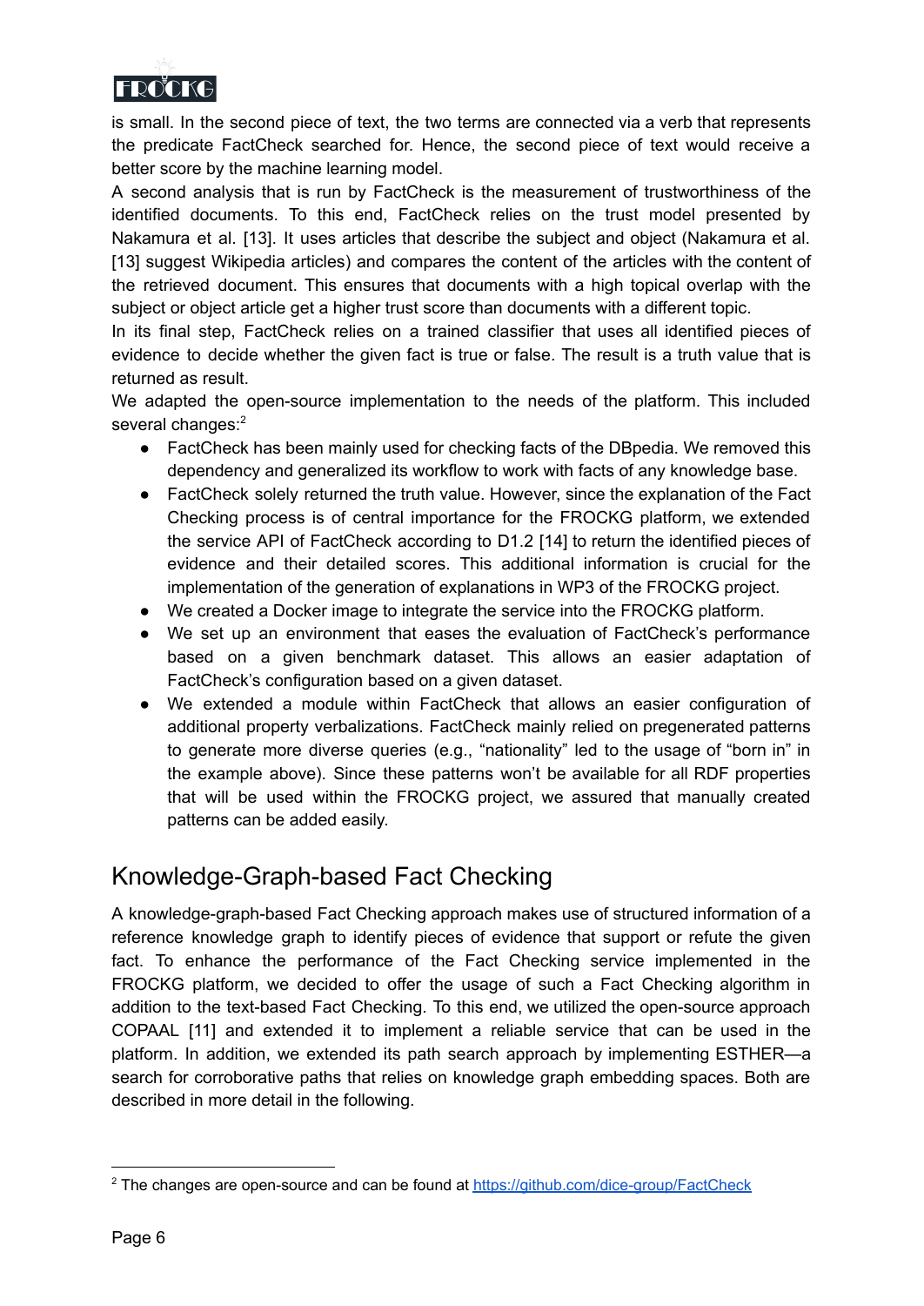is small. In the second piece of text, the two terms are connected via a verb that represents the predicate FactCheck searched for. Hence, the second piece of text would receive a better score by the machine learning model.

A second analysis that is run by FactCheck is the measurement of trustworthiness of the identified documents. To this end, FactCheck relies on the trust model presented by Nakamura et al. [13]. It uses articles that describe the subject and object (Nakamura et al. [13] suggest Wikipedia articles) and compares the content of the articles with the content of the retrieved document. This ensures that documents with a high topical overlap with the subject or object article get a higher trust score than documents with a different topic.

In its final step, FactCheck relies on a trained classifier that uses all identified pieces of evidence to decide whether the given fact is true or false. The result is a truth value that is returned as result.

We adapted the open-source implementation to the needs of the platform. This included several changes:[2]

- FactCheck has been mainly used for checking facts of the DBpedia. We removed this dependency and generalized its workflow to work with facts of any knowledge base.
- FactCheck solely returned the truth value. However, since the explanation of the Fact Checking process is of central importance for the FROCKG platform, we extended the service API of FactCheck according to D1.2 [14] to return the identified pieces of evidence and their detailed scores. This additional information is crucial for the implementation of the generation of explanations in WP3 of the FROCKG project.
- We created a Docker image to integrate the service into the FROCKG platform.
- We set up an environment that eases the evaluation of FactCheck's performance based on a given benchmark dataset. This allows an easier adaptation of FactCheck's configuration based on a given dataset.
- We extended a module within FactCheck that allows an easier configuration of additional property verbalizations. FactCheck mainly relied on pregenerated patterns to generate more diverse queries (e.g., "nationality" led to the usage of "born in" in the example above). Since these patterns won't be available for all RDF properties that will be used within the FROCKG project, we assured that manually created patterns can be added easily.

## Knowledge-Graph-based Fact Checking

A knowledge-graph-based Fact Checking approach makes use of structured information of a reference knowledge graph to identify pieces of evidence that support or refute the given fact. To enhance the performance of the Fact Checking service implemented in the FROCKG platform, we decided to offer the usage of such a Fact Checking algorithm in addition to the text-based Fact Checking. To this end, we utilized the open-source approach COPAAL [11] and extended it to implement a reliable service that can be used in the platform. In addition, we extended its path search approach by implementing ESTHER—a search for corroborative paths that relies on knowledge graph embedding spaces. Both are described in more detail in the following.

[2] The changes are open-source and can be found at https://github.com/dice-group/FactCheck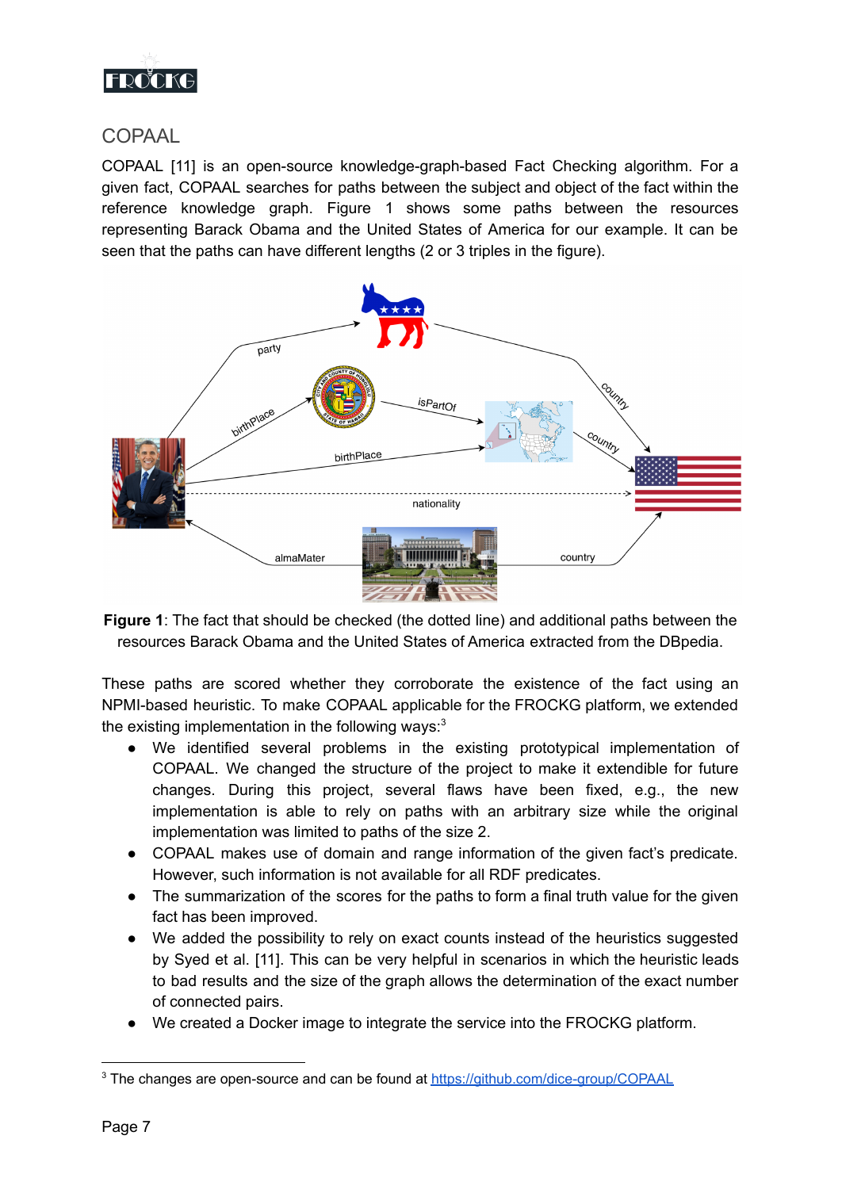## COPAAL

COPAAL [11] is an open-source knowledge-graph-based Fact Checking algorithm. For a given fact, COPAAL searches for paths between the subject and object of the fact within the reference knowledge graph. Figure 1 shows some paths between the resources representing Barack Obama and the United States of America for our example. It can be seen that the paths can have different lengths (2 or 3 triples in the figure).

**Figure 1**: The fact that should be checked (the dotted line) and additional paths between the resources Barack Obama and the United States of America extracted from the DBpedia.

These paths are scored whether they corroborate the existence of the fact using an NPMI-based heuristic. To make COPAAL applicable for the FROCKG platform, we extended the existing implementation in the following ways:[3]

- We identified several problems in the existing prototypical implementation of COPAAL. We changed the structure of the project to make it extendible for future changes. During this project, several flaws have been fixed, e.g., the new implementation is able to rely on paths with an arbitrary size while the original implementation was limited to paths of the size 2.
- COPAAL makes use of domain and range information of the given fact's predicate. However, such information is not available for all RDF predicates.
- The summarization of the scores for the paths to form a final truth value for the given fact has been improved.
- We added the possibility to rely on exact counts instead of the heuristics suggested by Syed et al. [11]. This can be very helpful in scenarios in which the heuristic leads to bad results and the size of the graph allows the determination of the exact number of connected pairs.
- We created a Docker image to integrate the service into the FROCKG platform.

[3] The changes are open-source and can be found at https://github.com/dice-group/COPAAL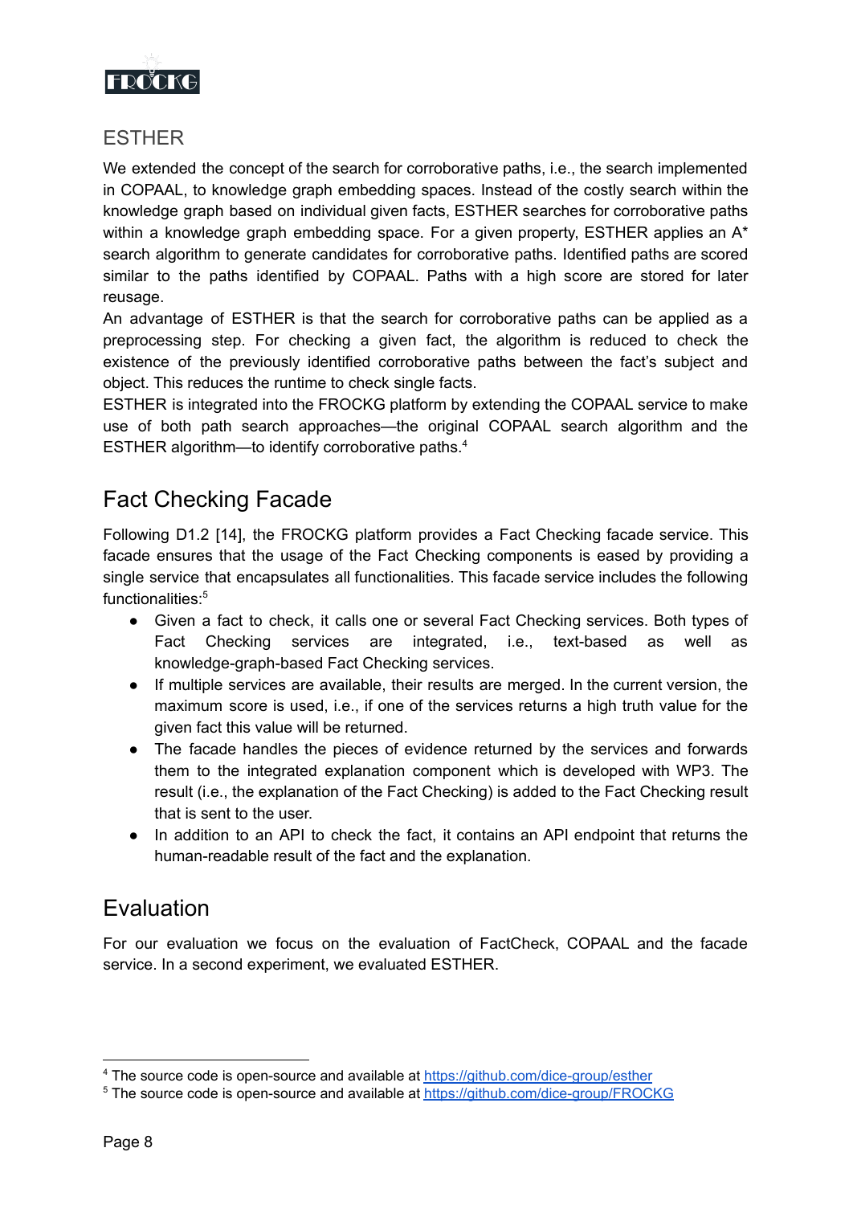### ESTHER

We extended the concept of the search for corroborative paths, i.e., the search implemented in COPAAL, to knowledge graph embedding spaces. Instead of the costly search within the knowledge graph based on individual given facts, ESTHER searches for corroborative paths within a knowledge graph embedding space. For a given property, ESTHER applies an A* search algorithm to generate candidates for corroborative paths. Identified paths are scored similar to the paths identified by COPAAL. Paths with a high score are stored for later reusage.

An advantage of ESTHER is that the search for corroborative paths can be applied as a preprocessing step. For checking a given fact, the algorithm is reduced to check the existence of the previously identified corroborative paths between the fact's subject and object. This reduces the runtime to check single facts.

ESTHER is integrated into the FROCKG platform by extending the COPAAL service to make use of both path search approaches—the original COPAAL search algorithm and the ESTHER algorithm—to identify corroborative paths.[4]

## Fact Checking Facade

Following D1.2 [14], the FROCKG platform provides a Fact Checking facade service. This facade ensures that the usage of the Fact Checking components is eased by providing a single service that encapsulates all functionalities. This facade service includes the following functionalities:[5]

- Given a fact to check, it calls one or several Fact Checking services. Both types of Fact Checking services are integrated, i.e., text-based as well as knowledge-graph-based Fact Checking services.
- If multiple services are available, their results are merged. In the current version, the maximum score is used, i.e., if one of the services returns a high truth value for the given fact this value will be returned.
- The facade handles the pieces of evidence returned by the services and forwards them to the integrated explanation component which is developed with WP3. The result (i.e., the explanation of the Fact Checking) is added to the Fact Checking result that is sent to the user.
- In addition to an API to check the fact, it contains an API endpoint that returns the human-readable result of the fact and the explanation.

## Evaluation

For our evaluation we focus on the evaluation of FactCheck, COPAAL and the facade service. In a second experiment, we evaluated ESTHER.

---

[4] The source code is open-source and available at https://github.com/dice-group/esther

[5] The source code is open-source and available at https://github.com/dice-group/FROCKG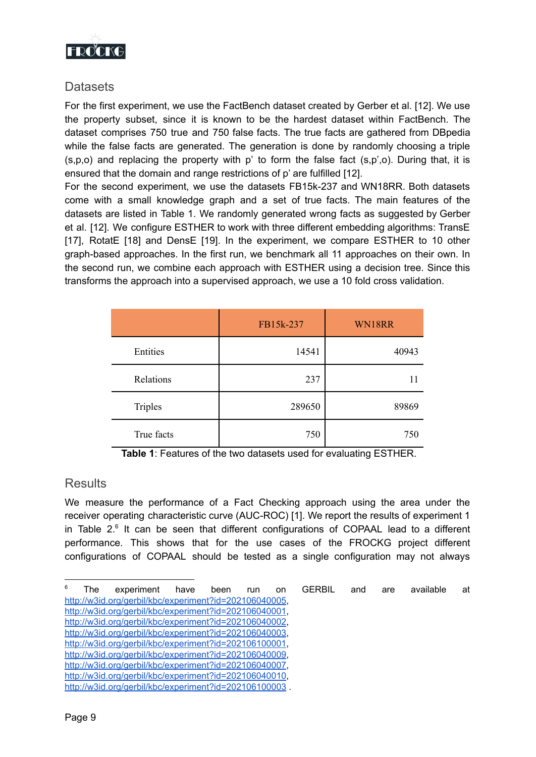## Datasets

For the first experiment, we use the FactBench dataset created by Gerber et al. [12]. We use the property subset, since it is known to be the hardest dataset within FactBench. The dataset comprises 750 true and 750 false facts. The true facts are gathered from DBpedia while the false facts are generated. The generation is done by randomly choosing a triple (s,p,o) and replacing the property with p' to form the false fact (s,p',o). During that, it is ensured that the domain and range restrictions of p' are fulfilled [12].

For the second experiment, we use the datasets FB15k-237 and WN18RR. Both datasets come with a small knowledge graph and a set of true facts. The main features of the datasets are listed in Table 1. We randomly generated wrong facts as suggested by Gerber et al. [12]. We configure ESTHER to work with three different embedding algorithms: TransE [17], RotatE [18] and DensE [19]. In the experiment, we compare ESTHER to 10 other graph-based approaches. In the first run, we benchmark all 11 approaches on their own. In the second run, we combine each approach with ESTHER using a decision tree. Since this transforms the approach into a supervised approach, we use a 10 fold cross validation.

| | FB15k-237 | WN18RR |
|---|---:|---:|
| Entities | 14541 | 40943 |
| Relations | 237 | 11 |
| Triples | 289650 | 89869 |
| True facts | 750 | 750 |

**Table 1**: Features of the two datasets used for evaluating ESTHER.

## Results

We measure the performance of a Fact Checking approach using the area under the receiver operating characteristic curve (AUC-ROC) [1]. We report the results of experiment 1 in Table 2.[6] It can be seen that different configurations of COPAAL lead to a different performance. This shows that for the use cases of the FROCKG project different configurations of COPAAL should be tested as a single configuration may not always

[6] The experiment have been run on GERBIL and are available at http://w3id.org/gerbil/kbc/experiment?id=202106040005, http://w3id.org/gerbil/kbc/experiment?id=202106040001, http://w3id.org/gerbil/kbc/experiment?id=202106040002, http://w3id.org/gerbil/kbc/experiment?id=202106040003, http://w3id.org/gerbil/kbc/experiment?id=202106100001, http://w3id.org/gerbil/kbc/experiment?id=202106040009, http://w3id.org/gerbil/kbc/experiment?id=202106040007, http://w3id.org/gerbil/kbc/experiment?id=202106040010, http://w3id.org/gerbil/kbc/experiment?id=202106100003 .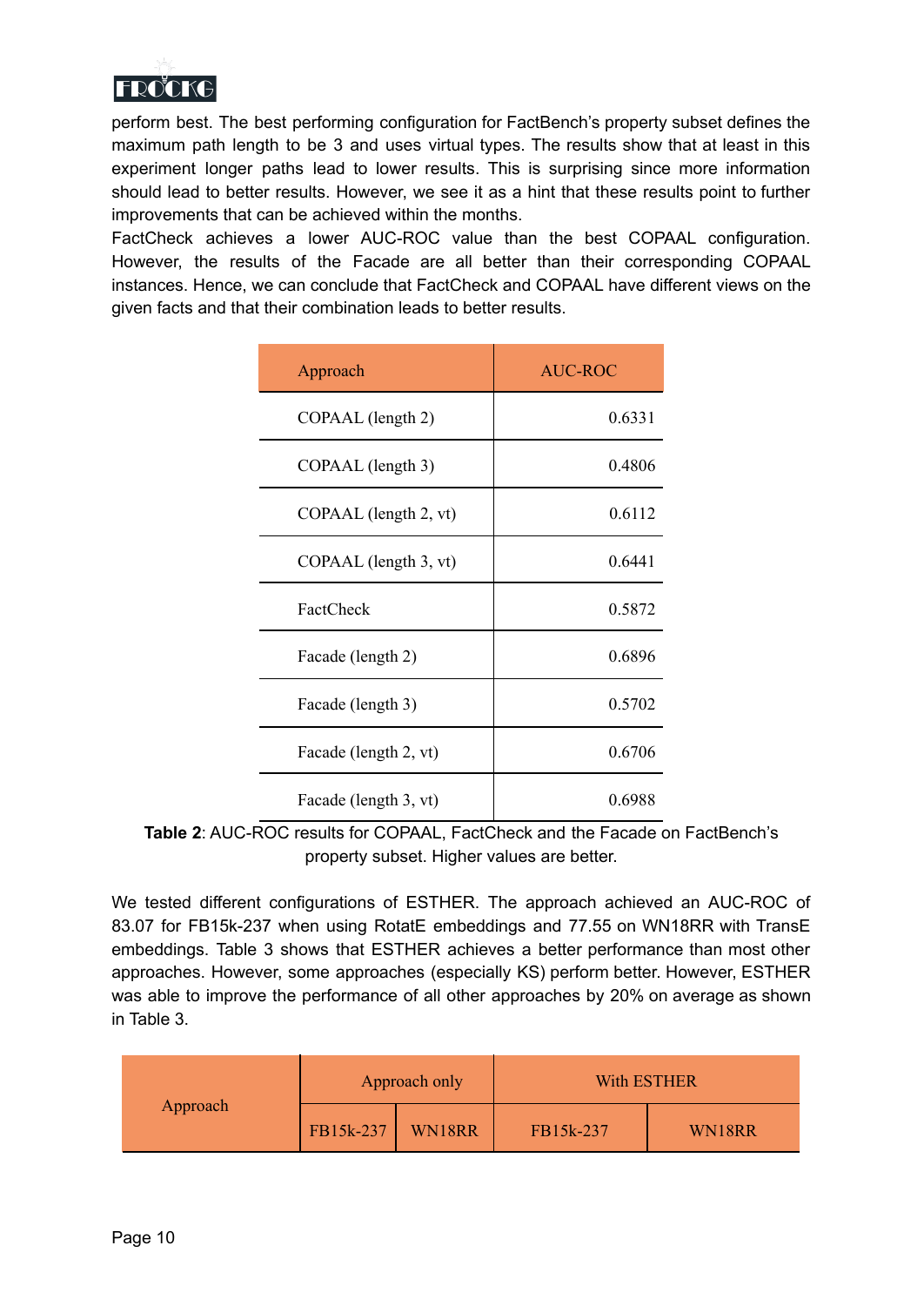perform best. The best performing configuration for FactBench's property subset defines the maximum path length to be 3 and uses virtual types. The results show that at least in this experiment longer paths lead to lower results. This is surprising since more information should lead to better results. However, we see it as a hint that these results point to further improvements that can be achieved within the months.

FactCheck achieves a lower AUC-ROC value than the best COPAAL configuration. However, the results of the Facade are all better than their corresponding COPAAL instances. Hence, we can conclude that FactCheck and COPAAL have different views on the given facts and that their combination leads to better results.

| Approach | AUC-ROC |
|---|---|
| COPAAL (length 2) | 0.6331 |
| COPAAL (length 3) | 0.4806 |
| COPAAL (length 2, vt) | 0.6112 |
| COPAAL (length 3, vt) | 0.6441 |
| FactCheck | 0.5872 |
| Facade (length 2) | 0.6896 |
| Facade (length 3) | 0.5702 |
| Facade (length 2, vt) | 0.6706 |
| Facade (length 3, vt) | 0.6988 |

**Table 2**: AUC-ROC results for COPAAL, FactCheck and the Facade on FactBench's property subset. Higher values are better.

We tested different configurations of ESTHER. The approach achieved an AUC-ROC of 83.07 for FB15k-237 when using RotatE embeddings and 77.55 on WN18RR with TransE embeddings. Table 3 shows that ESTHER achieves a better performance than most other approaches. However, some approaches (especially KS) perform better. However, ESTHER was able to improve the performance of all other approaches by 20% on average as shown in Table 3.

| Approach | Approach only | | With ESTHER | |
|---|---|---|---|---|
| | FB15k-237 | WN18RR | FB15k-237 | WN18RR |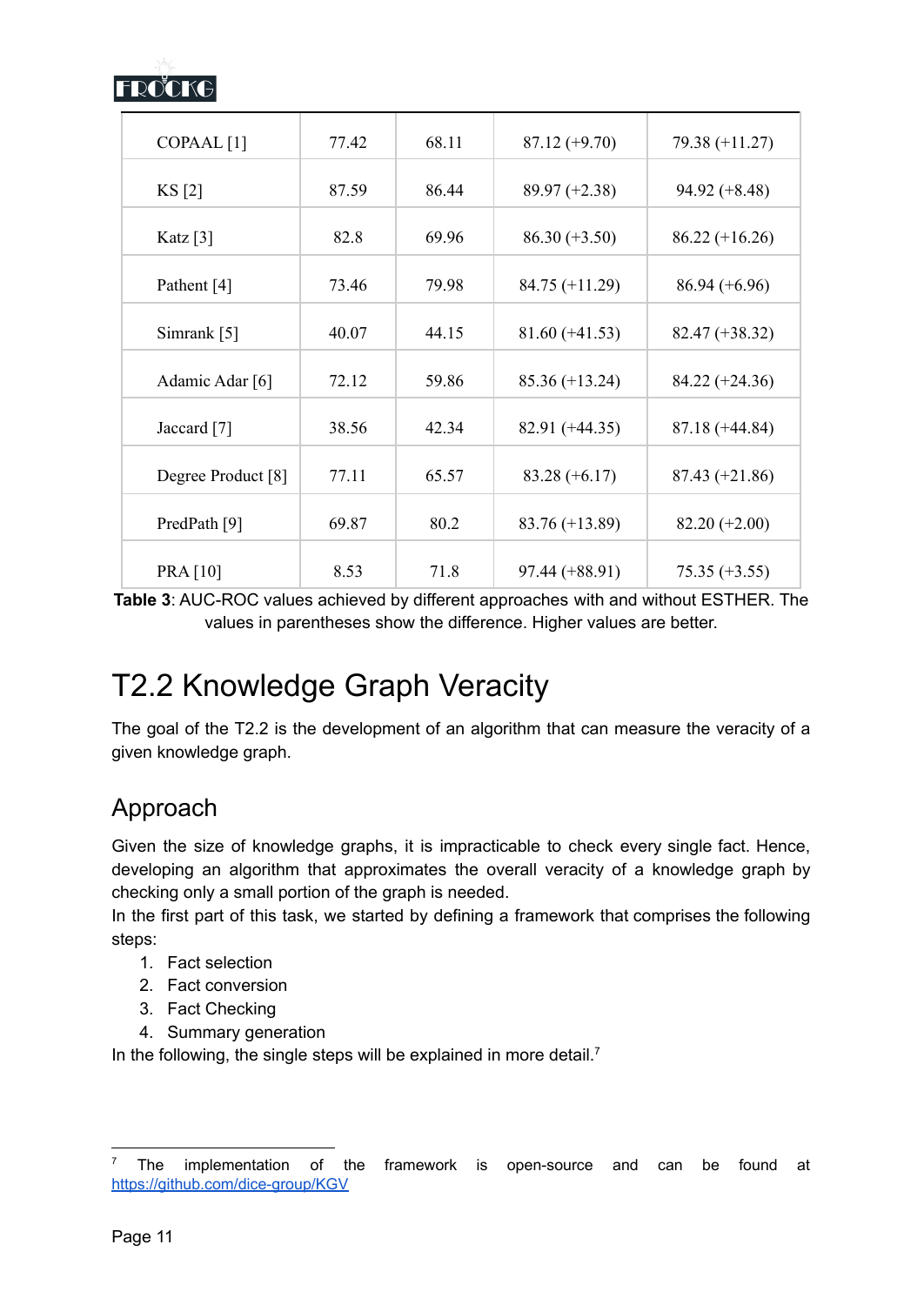| | | | | |
|---|---|---|---|---|
| COPAAL [1] | 77.42 | 68.11 | 87.12 (+9.70) | 79.38 (+11.27) |
| KS [2] | 87.59 | 86.44 | 89.97 (+2.38) | 94.92 (+8.48) |
| Katz [3] | 82.8 | 69.96 | 86.30 (+3.50) | 86.22 (+16.26) |
| Pathent [4] | 73.46 | 79.98 | 84.75 (+11.29) | 86.94 (+6.96) |
| Simrank [5] | 40.07 | 44.15 | 81.60 (+41.53) | 82.47 (+38.32) |
| Adamic Adar [6] | 72.12 | 59.86 | 85.36 (+13.24) | 84.22 (+24.36) |
| Jaccard [7] | 38.56 | 42.34 | 82.91 (+44.35) | 87.18 (+44.84) |
| Degree Product [8] | 77.11 | 65.57 | 83.28 (+6.17) | 87.43 (+21.86) |
| PredPath [9] | 69.87 | 80.2 | 83.76 (+13.89) | 82.20 (+2.00) |
| PRA [10] | 8.53 | 71.8 | 97.44 (+88.91) | 75.35 (+3.55) |

**Table 3**: AUC-ROC values achieved by different approaches with and without ESTHER. The values in parentheses show the difference. Higher values are better.

# T2.2 Knowledge Graph Veracity

The goal of the T2.2 is the development of an algorithm that can measure the veracity of a given knowledge graph.

## Approach

Given the size of knowledge graphs, it is impracticable to check every single fact. Hence, developing an algorithm that approximates the overall veracity of a knowledge graph by checking only a small portion of the graph is needed.

In the first part of this task, we started by defining a framework that comprises the following steps:

1. Fact selection
2. Fact conversion
3. Fact Checking
4. Summary generation

In the following, the single steps will be explained in more detail.[7]

[7] The implementation of the framework is open-source and can be found at https://github.com/dice-group/KGV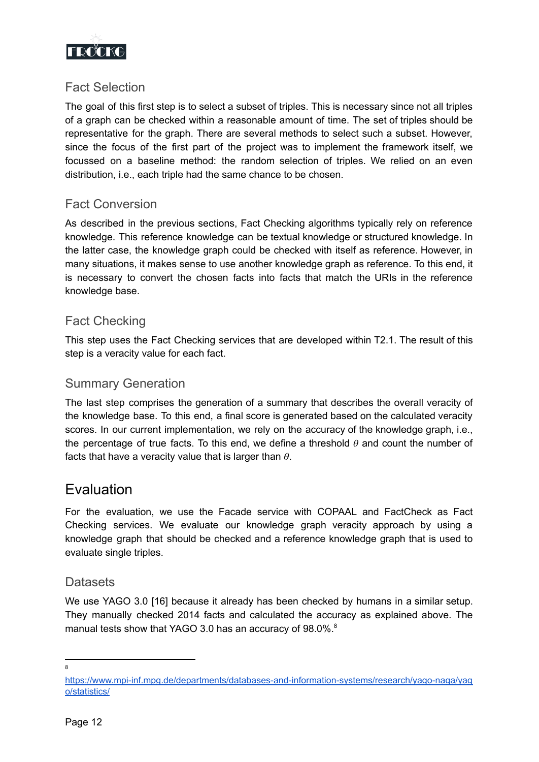### Fact Selection

The goal of this first step is to select a subset of triples. This is necessary since not all triples of a graph can be checked within a reasonable amount of time. The set of triples should be representative for the graph. There are several methods to select such a subset. However, since the focus of the first part of the project was to implement the framework itself, we focussed on a baseline method: the random selection of triples. We relied on an even distribution, i.e., each triple had the same chance to be chosen.

### Fact Conversion

As described in the previous sections, Fact Checking algorithms typically rely on reference knowledge. This reference knowledge can be textual knowledge or structured knowledge. In the latter case, the knowledge graph could be checked with itself as reference. However, in many situations, it makes sense to use another knowledge graph as reference. To this end, it is necessary to convert the chosen facts into facts that match the URIs in the reference knowledge base.

### Fact Checking

This step uses the Fact Checking services that are developed within T2.1. The result of this step is a veracity value for each fact.

### Summary Generation

The last step comprises the generation of a summary that describes the overall veracity of the knowledge base. To this end, a final score is generated based on the calculated veracity scores. In our current implementation, we rely on the accuracy of the knowledge graph, i.e., the percentage of true facts. To this end, we define a threshold $\theta$ and count the number of facts that have a veracity value that is larger than $\theta$.

## Evaluation

For the evaluation, we use the Facade service with COPAAL and FactCheck as Fact Checking services. We evaluate our knowledge graph veracity approach by using a knowledge graph that should be checked and a reference knowledge graph that is used to evaluate single triples.

### Datasets

We use YAGO 3.0 [16] because it already has been checked by humans in a similar setup. They manually checked 2014 facts and calculated the accuracy as explained above. The manual tests show that YAGO 3.0 has an accuracy of 98.0%.[8]

---

[8] https://www.mpi-inf.mpg.de/departments/databases-and-information-systems/research/yago-naga/yago/statistics/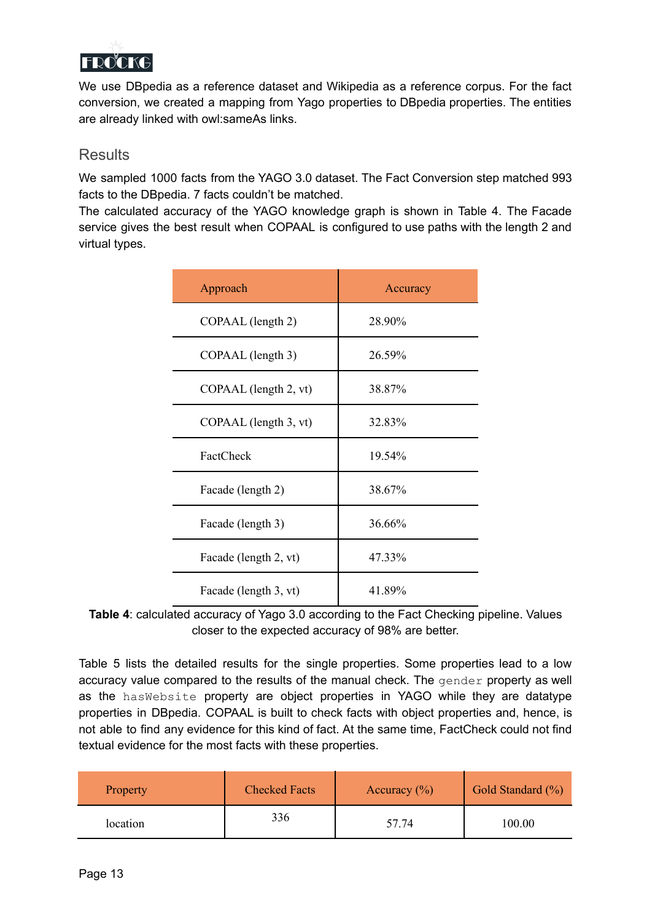We use DBpedia as a reference dataset and Wikipedia as a reference corpus. For the fact conversion, we created a mapping from Yago properties to DBpedia properties. The entities are already linked with owl:sameAs links.

## Results

We sampled 1000 facts from the YAGO 3.0 dataset. The Fact Conversion step matched 993 facts to the DBpedia. 7 facts couldn't be matched.
The calculated accuracy of the YAGO knowledge graph is shown in Table 4. The Facade service gives the best result when COPAAL is configured to use paths with the length 2 and virtual types.

| Approach | Accuracy |
|---|---|
| COPAAL (length 2) | 28.90% |
| COPAAL (length 3) | 26.59% |
| COPAAL (length 2, vt) | 38.87% |
| COPAAL (length 3, vt) | 32.83% |
| FactCheck | 19.54% |
| Facade (length 2) | 38.67% |
| Facade (length 3) | 36.66% |
| Facade (length 2, vt) | 47.33% |
| Facade (length 3, vt) | 41.89% |

**Table 4**: calculated accuracy of Yago 3.0 according to the Fact Checking pipeline. Values closer to the expected accuracy of 98% are better.

Table 5 lists the detailed results for the single properties. Some properties lead to a low accuracy value compared to the results of the manual check. The `gender` property as well as the `hasWebsite` property are object properties in YAGO while they are datatype properties in DBpedia. COPAAL is built to check facts with object properties and, hence, is not able to find any evidence for this kind of fact. At the same time, FactCheck could not find textual evidence for the most facts with these properties.

| Property | Checked Facts | Accuracy (%) | Gold Standard (%) |
|---|---|---|---|
| location | 336 | 57.74 | 100.00 |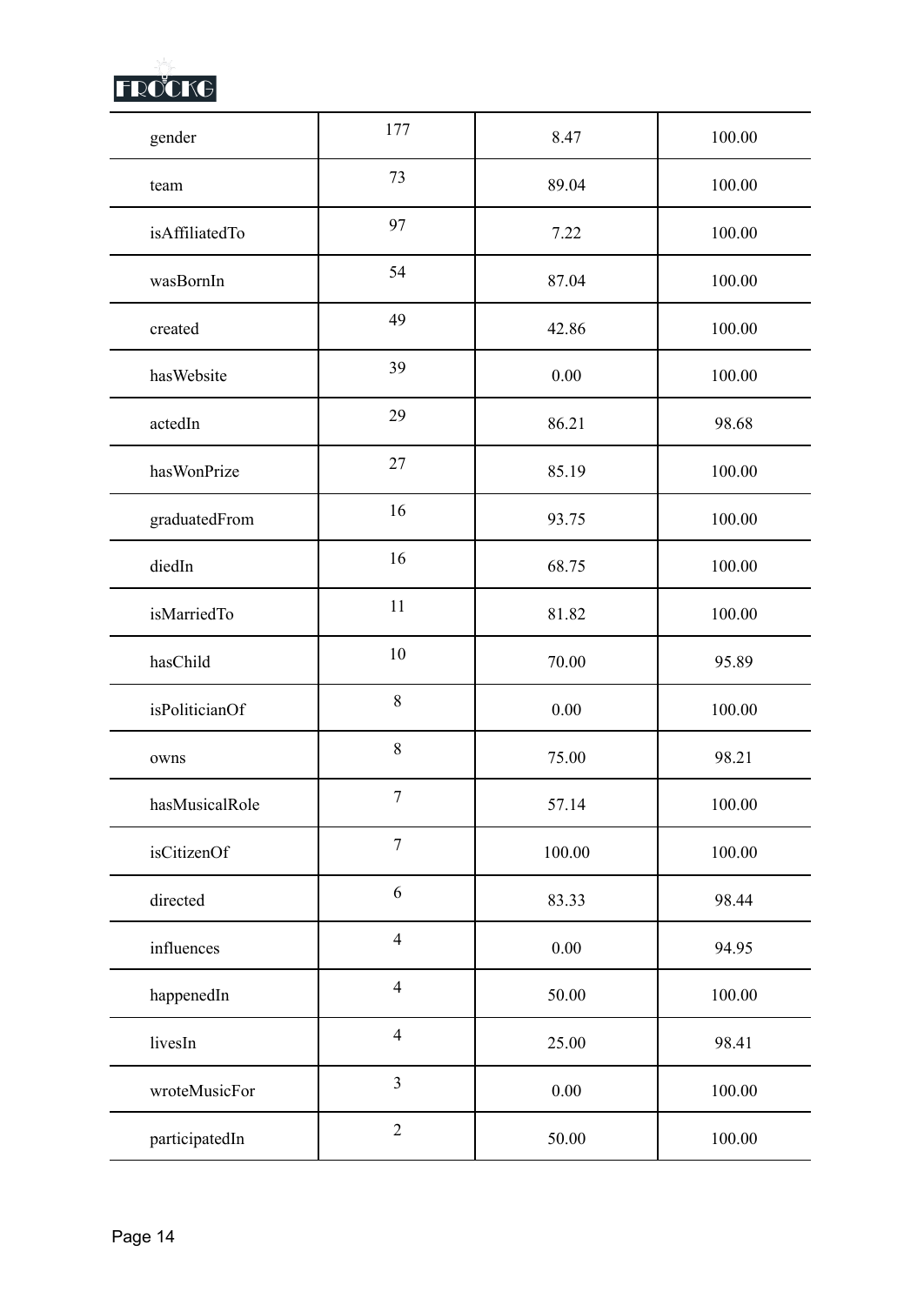| | | | |
|---|---|---|---|
| gender | 177 | 8.47 | 100.00 |
| team | 73 | 89.04 | 100.00 |
| isAffiliatedTo | 97 | 7.22 | 100.00 |
| wasBornIn | 54 | 87.04 | 100.00 |
| created | 49 | 42.86 | 100.00 |
| hasWebsite | 39 | 0.00 | 100.00 |
| actedIn | 29 | 86.21 | 98.68 |
| hasWonPrize | 27 | 85.19 | 100.00 |
| graduatedFrom | 16 | 93.75 | 100.00 |
| diedIn | 16 | 68.75 | 100.00 |
| isMarriedTo | 11 | 81.82 | 100.00 |
| hasChild | 10 | 70.00 | 95.89 |
| isPoliticianOf | 8 | 0.00 | 100.00 |
| owns | 8 | 75.00 | 98.21 |
| hasMusicalRole | 7 | 57.14 | 100.00 |
| isCitizenOf | 7 | 100.00 | 100.00 |
| directed | 6 | 83.33 | 98.44 |
| influences | 4 | 0.00 | 94.95 |
| happenedIn | 4 | 50.00 | 100.00 |
| livesIn | 4 | 25.00 | 98.41 |
| wroteMusicFor | 3 | 0.00 | 100.00 |
| participatedIn | 2 | 50.00 | 100.00 |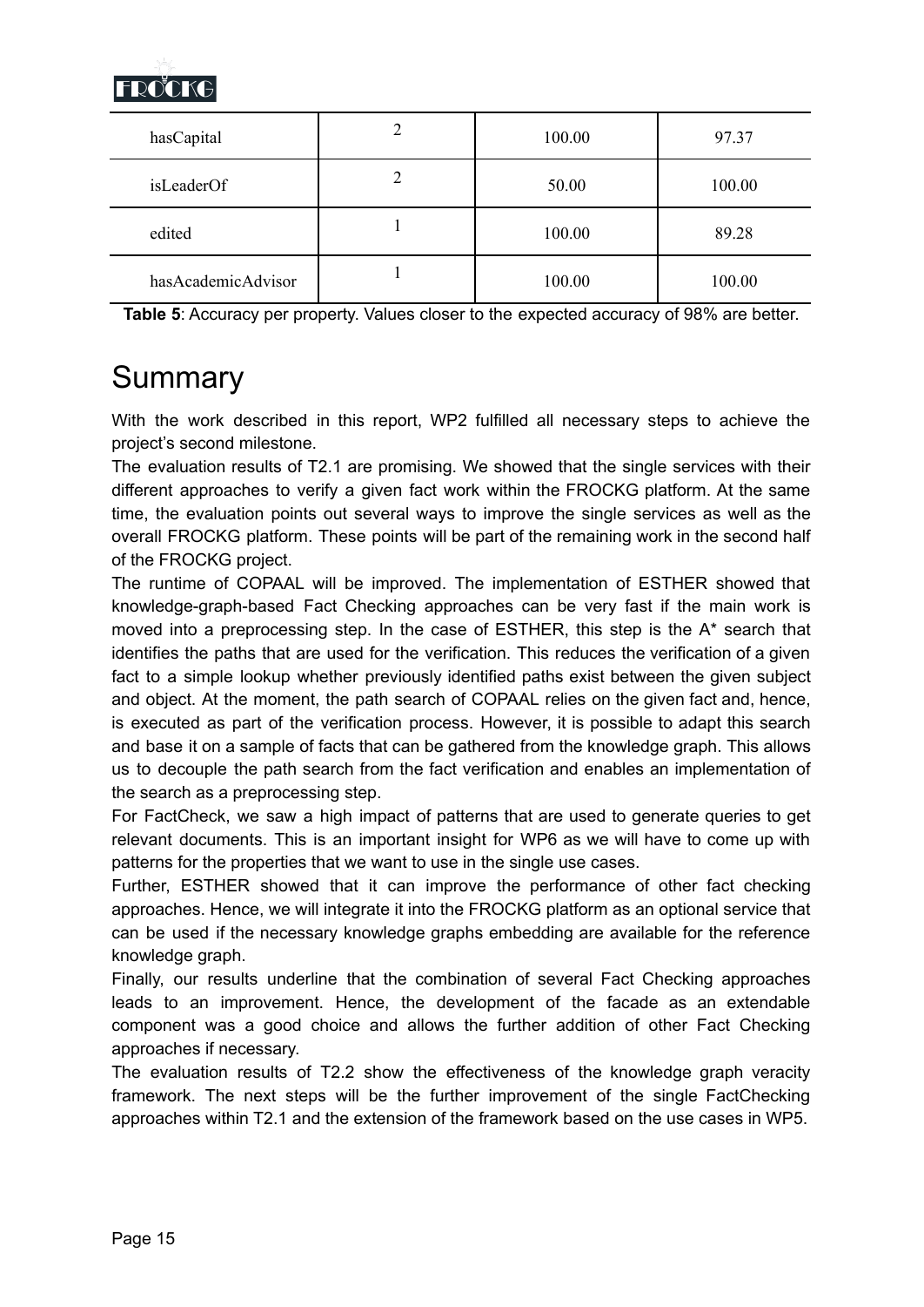| hasCapital | 2 | 100.00 | 97.37 |
|---|---|---|---|
| isLeaderOf | 2 | 50.00 | 100.00 |
| edited | 1 | 100.00 | 89.28 |
| hasAcademicAdvisor | 1 | 100.00 | 100.00 |

**Table 5**: Accuracy per property. Values closer to the expected accuracy of 98% are better.

# Summary

With the work described in this report, WP2 fulfilled all necessary steps to achieve the project's second milestone.

The evaluation results of T2.1 are promising. We showed that the single services with their different approaches to verify a given fact work within the FROCKG platform. At the same time, the evaluation points out several ways to improve the single services as well as the overall FROCKG platform. These points will be part of the remaining work in the second half of the FROCKG project.

The runtime of COPAAL will be improved. The implementation of ESTHER showed that knowledge-graph-based Fact Checking approaches can be very fast if the main work is moved into a preprocessing step. In the case of ESTHER, this step is the A* search that identifies the paths that are used for the verification. This reduces the verification of a given fact to a simple lookup whether previously identified paths exist between the given subject and object. At the moment, the path search of COPAAL relies on the given fact and, hence, is executed as part of the verification process. However, it is possible to adapt this search and base it on a sample of facts that can be gathered from the knowledge graph. This allows us to decouple the path search from the fact verification and enables an implementation of the search as a preprocessing step.

For FactCheck, we saw a high impact of patterns that are used to generate queries to get relevant documents. This is an important insight for WP6 as we will have to come up with patterns for the properties that we want to use in the single use cases.

Further, ESTHER showed that it can improve the performance of other fact checking approaches. Hence, we will integrate it into the FROCKG platform as an optional service that can be used if the necessary knowledge graphs embedding are available for the reference knowledge graph.

Finally, our results underline that the combination of several Fact Checking approaches leads to an improvement. Hence, the development of the facade as an extendable component was a good choice and allows the further addition of other Fact Checking approaches if necessary.

The evaluation results of T2.2 show the effectiveness of the knowledge graph veracity framework. The next steps will be the further improvement of the single FactChecking approaches within T2.1 and the extension of the framework based on the use cases in WP5.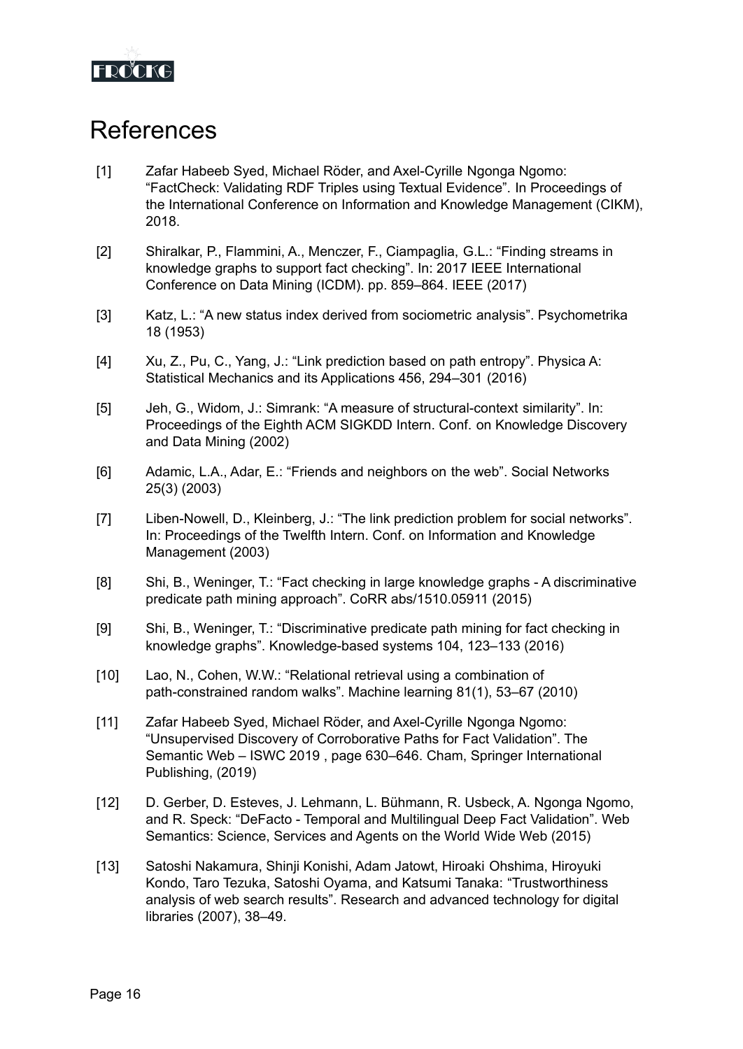# References

[1] Zafar Habeeb Syed, Michael Röder, and Axel-Cyrille Ngonga Ngomo: "FactCheck: Validating RDF Triples using Textual Evidence". In Proceedings of the International Conference on Information and Knowledge Management (CIKM), 2018.

[2] Shiralkar, P., Flammini, A., Menczer, F., Ciampaglia, G.L.: "Finding streams in knowledge graphs to support fact checking". In: 2017 IEEE International Conference on Data Mining (ICDM). pp. 859–864. IEEE (2017)

[3] Katz, L.: "A new status index derived from sociometric analysis". Psychometrika 18 (1953)

[4] Xu, Z., Pu, C., Yang, J.: "Link prediction based on path entropy". Physica A: Statistical Mechanics and its Applications 456, 294–301 (2016)

[5] Jeh, G., Widom, J.: Simrank: "A measure of structural-context similarity". In: Proceedings of the Eighth ACM SIGKDD Intern. Conf. on Knowledge Discovery and Data Mining (2002)

[6] Adamic, L.A., Adar, E.: "Friends and neighbors on the web". Social Networks 25(3) (2003)

[7] Liben-Nowell, D., Kleinberg, J.: "The link prediction problem for social networks". In: Proceedings of the Twelfth Intern. Conf. on Information and Knowledge Management (2003)

[8] Shi, B., Weninger, T.: "Fact checking in large knowledge graphs - A discriminative predicate path mining approach". CoRR abs/1510.05911 (2015)

[9] Shi, B., Weninger, T.: "Discriminative predicate path mining for fact checking in knowledge graphs". Knowledge-based systems 104, 123–133 (2016)

[10] Lao, N., Cohen, W.W.: "Relational retrieval using a combination of path-constrained random walks". Machine learning 81(1), 53–67 (2010)

[11] Zafar Habeeb Syed, Michael Röder, and Axel-Cyrille Ngonga Ngomo: "Unsupervised Discovery of Corroborative Paths for Fact Validation". The Semantic Web – ISWC 2019 , page 630–646. Cham, Springer International Publishing, (2019)

[12] D. Gerber, D. Esteves, J. Lehmann, L. Bühmann, R. Usbeck, A. Ngonga Ngomo, and R. Speck: "DeFacto - Temporal and Multilingual Deep Fact Validation". Web Semantics: Science, Services and Agents on the World Wide Web (2015)

[13] Satoshi Nakamura, Shinji Konishi, Adam Jatowt, Hiroaki Ohshima, Hiroyuki Kondo, Taro Tezuka, Satoshi Oyama, and Katsumi Tanaka: "Trustworthiness analysis of web search results". Research and advanced technology for digital libraries (2007), 38–49.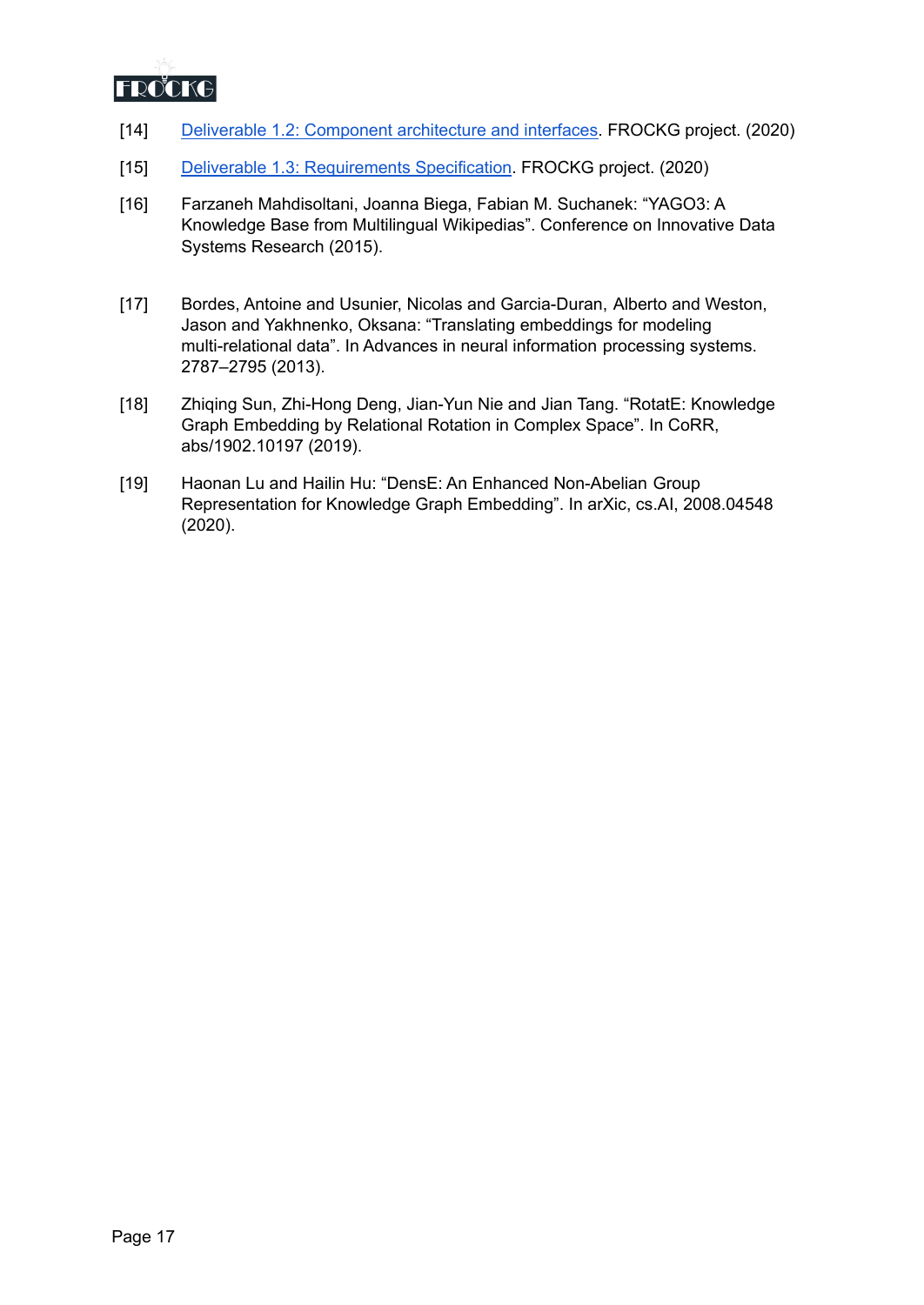[14] Deliverable 1.2: Component architecture and interfaces. FROCKG project. (2020)

[15] Deliverable 1.3: Requirements Specification. FROCKG project. (2020)

[16] Farzaneh Mahdisoltani, Joanna Biega, Fabian M. Suchanek: “YAGO3: A Knowledge Base from Multilingual Wikipedias”. Conference on Innovative Data Systems Research (2015).

[17] Bordes, Antoine and Usunier, Nicolas and Garcia-Duran, Alberto and Weston, Jason and Yakhnenko, Oksana: “Translating embeddings for modeling multi-relational data”. In Advances in neural information processing systems. 2787–2795 (2013).

[18] Zhiqing Sun, Zhi-Hong Deng, Jian-Yun Nie and Jian Tang. “RotatE: Knowledge Graph Embedding by Relational Rotation in Complex Space”. In CoRR, abs/1902.10197 (2019).

[19] Haonan Lu and Hailin Hu: “DensE: An Enhanced Non-Abelian Group Representation for Knowledge Graph Embedding”. In arXic, cs.AI, 2008.04548 (2020).